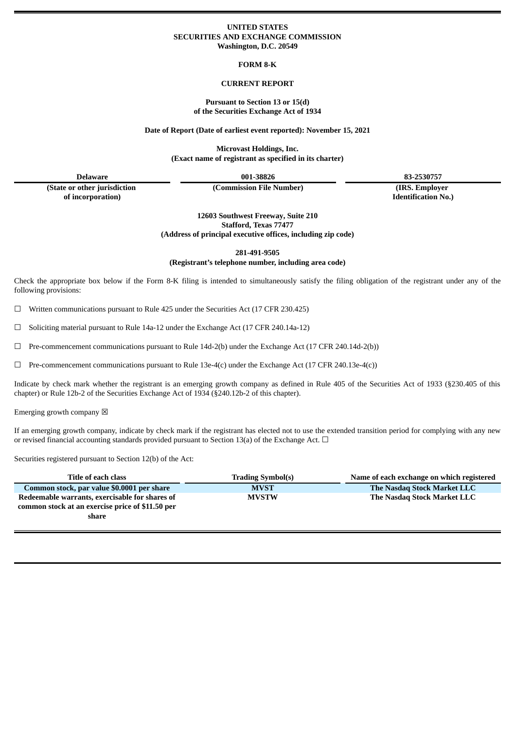**UNITED STATES**
**SECURITIES AND EXCHANGE COMMISSION**
**Washington, D.C. 20549**

**FORM 8-K**

**CURRENT REPORT**

**Pursuant to Section 13 or 15(d)**
**of the Securities Exchange Act of 1934**

**Date of Report (Date of earliest event reported): November 15, 2021**

**Microvast Holdings, Inc.**
**(Exact name of registrant as specified in its charter)**

| Delaware | 001-38826 | 83-2530757 |
|---|---|---|
| (State or other jurisdiction of incorporation) | (Commission File Number) | (IRS. Employer Identification No.) |

**12603 Southwest Freeway, Suite 210**
**Stafford, Texas 77477**
**(Address of principal executive offices, including zip code)**

**281-491-9505**
**(Registrant's telephone number, including area code)**

Check the appropriate box below if the Form 8-K filing is intended to simultaneously satisfy the filing obligation of the registrant under any of the following provisions:

☐ Written communications pursuant to Rule 425 under the Securities Act (17 CFR 230.425)

☐ Soliciting material pursuant to Rule 14a-12 under the Exchange Act (17 CFR 240.14a-12)

☐ Pre-commencement communications pursuant to Rule 14d-2(b) under the Exchange Act (17 CFR 240.14d-2(b))

☐ Pre-commencement communications pursuant to Rule 13e-4(c) under the Exchange Act (17 CFR 240.13e-4(c))

Indicate by check mark whether the registrant is an emerging growth company as defined in Rule 405 of the Securities Act of 1933 (§230.405 of this chapter) or Rule 12b-2 of the Securities Exchange Act of 1934 (§240.12b-2 of this chapter).

Emerging growth company ☒

If an emerging growth company, indicate by check mark if the registrant has elected not to use the extended transition period for complying with any new or revised financial accounting standards provided pursuant to Section 13(a) of the Exchange Act. ☐

Securities registered pursuant to Section 12(b) of the Act:

| Title of each class | Trading Symbol(s) | Name of each exchange on which registered |
|---|---|---|
| **Common stock, par value $0.0001 per share** | **MVST** | **The Nasdaq Stock Market LLC** |
| **Redeemable warrants, exercisable for shares of common stock at an exercise price of $11.50 per share** | **MVSTW** | **The Nasdaq Stock Market LLC** |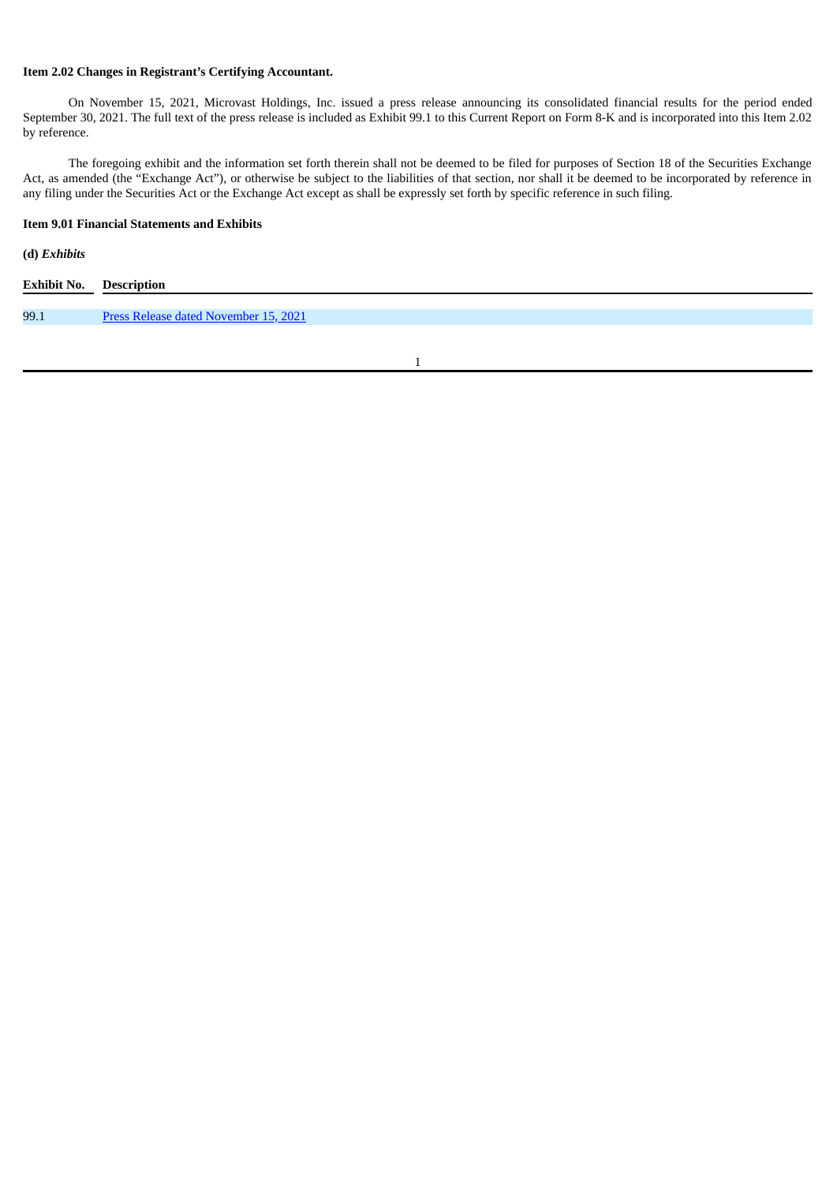**Item 2.02 Changes in Registrant's Certifying Accountant.**

On November 15, 2021, Microvast Holdings, Inc. issued a press release announcing its consolidated financial results for the period ended September 30, 2021. The full text of the press release is included as Exhibit 99.1 to this Current Report on Form 8-K and is incorporated into this Item 2.02 by reference.

The foregoing exhibit and the information set forth therein shall not be deemed to be filed for purposes of Section 18 of the Securities Exchange Act, as amended (the "Exchange Act"), or otherwise be subject to the liabilities of that section, nor shall it be deemed to be incorporated by reference in any filing under the Securities Act or the Exchange Act except as shall be expressly set forth by specific reference in such filing.

**Item 9.01 Financial Statements and Exhibits**

**(d)** ***Exhibits***

| Exhibit No. | Description |
| --- | --- |
| 99.1 | Press Release dated November 15, 2021 |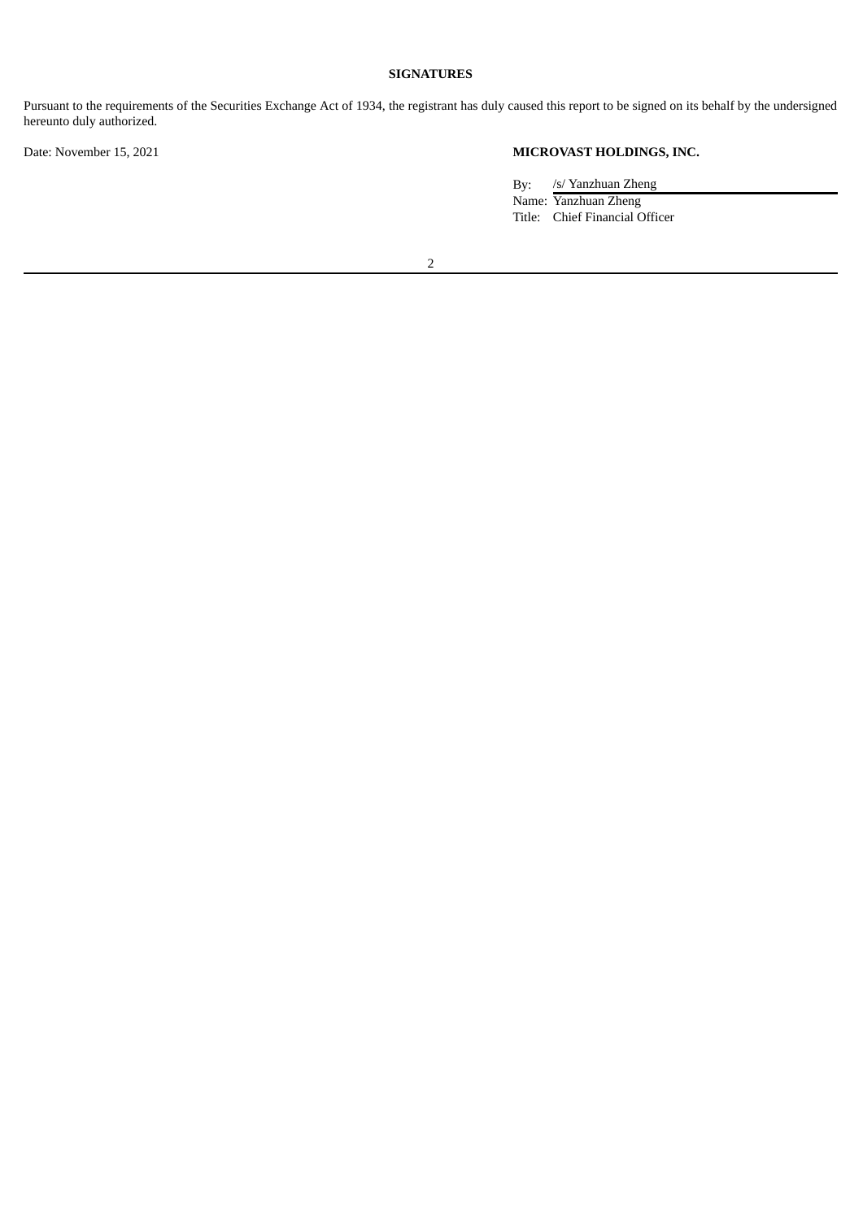**SIGNATURES**

Pursuant to the requirements of the Securities Exchange Act of 1934, the registrant has duly caused this report to be signed on its behalf by the undersigned hereunto duly authorized.

Date: November 15, 2021

**MICROVAST HOLDINGS, INC.**

By: /s/ Yanzhuan Zheng
Name: Yanzhuan Zheng
Title: Chief Financial Officer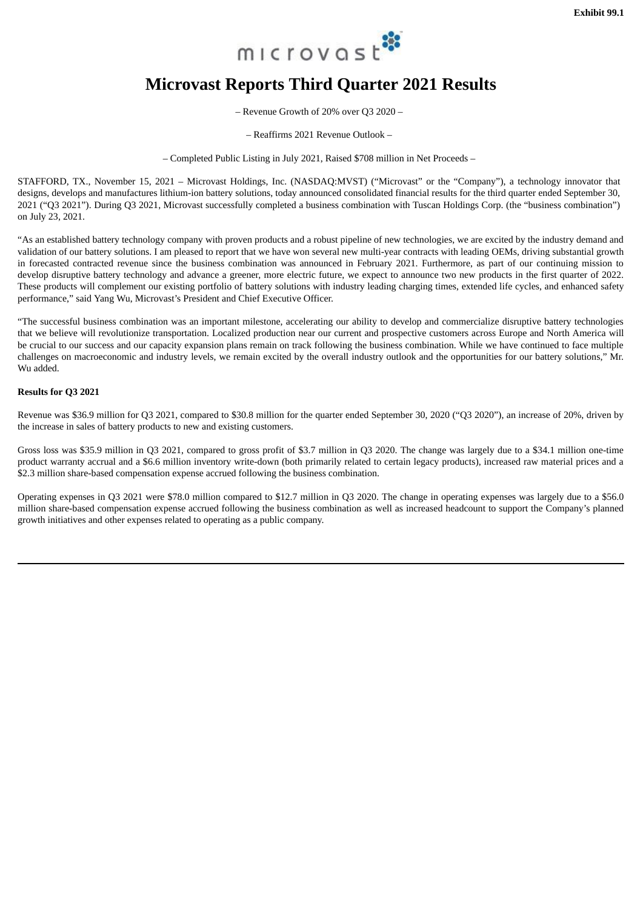**Exhibit 99.1**

# Microvast Reports Third Quarter 2021 Results

– Revenue Growth of 20% over Q3 2020 –

– Reaffirms 2021 Revenue Outlook –

– Completed Public Listing in July 2021, Raised $708 million in Net Proceeds –

STAFFORD, TX., November 15, 2021 – Microvast Holdings, Inc. (NASDAQ:MVST) ("Microvast" or the "Company"), a technology innovator that designs, develops and manufactures lithium-ion battery solutions, today announced consolidated financial results for the third quarter ended September 30, 2021 ("Q3 2021"). During Q3 2021, Microvast successfully completed a business combination with Tuscan Holdings Corp. (the "business combination") on July 23, 2021.

"As an established battery technology company with proven products and a robust pipeline of new technologies, we are excited by the industry demand and validation of our battery solutions. I am pleased to report that we have won several new multi-year contracts with leading OEMs, driving substantial growth in forecasted contracted revenue since the business combination was announced in February 2021. Furthermore, as part of our continuing mission to develop disruptive battery technology and advance a greener, more electric future, we expect to announce two new products in the first quarter of 2022. These products will complement our existing portfolio of battery solutions with industry leading charging times, extended life cycles, and enhanced safety performance," said Yang Wu, Microvast's President and Chief Executive Officer.

"The successful business combination was an important milestone, accelerating our ability to develop and commercialize disruptive battery technologies that we believe will revolutionize transportation. Localized production near our current and prospective customers across Europe and North America will be crucial to our success and our capacity expansion plans remain on track following the business combination. While we have continued to face multiple challenges on macroeconomic and industry levels, we remain excited by the overall industry outlook and the opportunities for our battery solutions," Mr. Wu added.

**Results for Q3 2021**

Revenue was $36.9 million for Q3 2021, compared to $30.8 million for the quarter ended September 30, 2020 ("Q3 2020"), an increase of 20%, driven by the increase in sales of battery products to new and existing customers.

Gross loss was $35.9 million in Q3 2021, compared to gross profit of $3.7 million in Q3 2020. The change was largely due to a $34.1 million one-time product warranty accrual and a $6.6 million inventory write-down (both primarily related to certain legacy products), increased raw material prices and a $2.3 million share-based compensation expense accrued following the business combination.

Operating expenses in Q3 2021 were $78.0 million compared to $12.7 million in Q3 2020. The change in operating expenses was largely due to a $56.0 million share-based compensation expense accrued following the business combination as well as increased headcount to support the Company's planned growth initiatives and other expenses related to operating as a public company.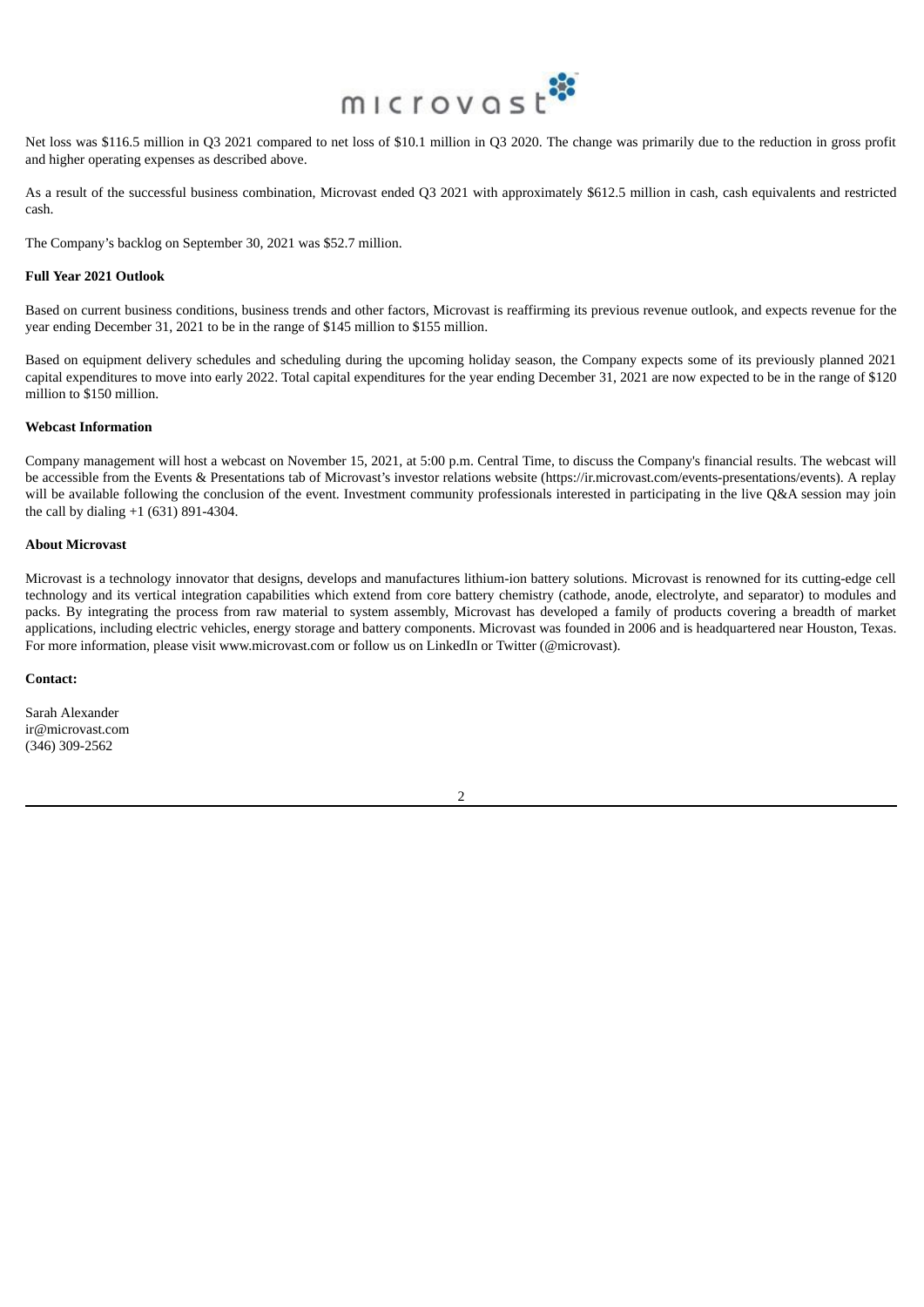Net loss was $116.5 million in Q3 2021 compared to net loss of $10.1 million in Q3 2020. The change was primarily due to the reduction in gross profit and higher operating expenses as described above.

As a result of the successful business combination, Microvast ended Q3 2021 with approximately $612.5 million in cash, cash equivalents and restricted cash.

The Company's backlog on September 30, 2021 was $52.7 million.

**Full Year 2021 Outlook**

Based on current business conditions, business trends and other factors, Microvast is reaffirming its previous revenue outlook, and expects revenue for the year ending December 31, 2021 to be in the range of $145 million to $155 million.

Based on equipment delivery schedules and scheduling during the upcoming holiday season, the Company expects some of its previously planned 2021 capital expenditures to move into early 2022. Total capital expenditures for the year ending December 31, 2021 are now expected to be in the range of $120 million to $150 million.

**Webcast Information**

Company management will host a webcast on November 15, 2021, at 5:00 p.m. Central Time, to discuss the Company's financial results. The webcast will be accessible from the Events & Presentations tab of Microvast's investor relations website (https://ir.microvast.com/events-presentations/events). A replay will be available following the conclusion of the event. Investment community professionals interested in participating in the live Q&A session may join the call by dialing +1 (631) 891-4304.

**About Microvast**

Microvast is a technology innovator that designs, develops and manufactures lithium-ion battery solutions. Microvast is renowned for its cutting-edge cell technology and its vertical integration capabilities which extend from core battery chemistry (cathode, anode, electrolyte, and separator) to modules and packs. By integrating the process from raw material to system assembly, Microvast has developed a family of products covering a breadth of market applications, including electric vehicles, energy storage and battery components. Microvast was founded in 2006 and is headquartered near Houston, Texas. For more information, please visit www.microvast.com or follow us on LinkedIn or Twitter (@microvast).

**Contact:**

Sarah Alexander
ir@microvast.com
(346) 309-2562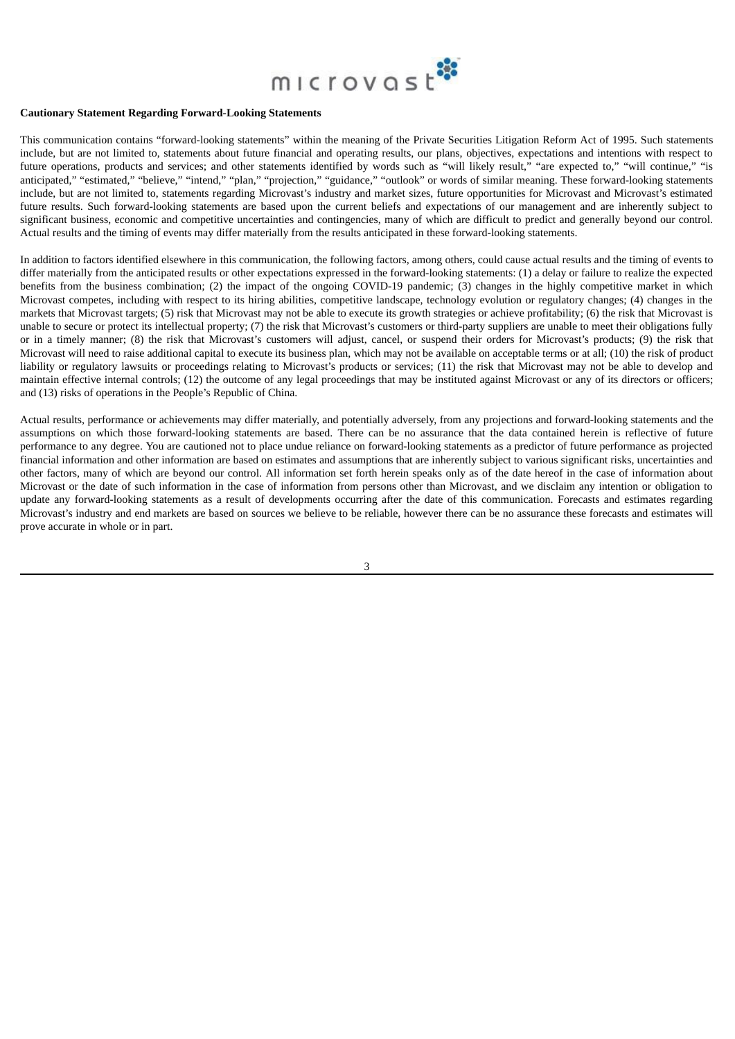**Cautionary Statement Regarding Forward-Looking Statements**

This communication contains "forward-looking statements" within the meaning of the Private Securities Litigation Reform Act of 1995. Such statements include, but are not limited to, statements about future financial and operating results, our plans, objectives, expectations and intentions with respect to future operations, products and services; and other statements identified by words such as "will likely result," "are expected to," "will continue," "is anticipated," "estimated," "believe," "intend," "plan," "projection," "guidance," "outlook" or words of similar meaning. These forward-looking statements include, but are not limited to, statements regarding Microvast's industry and market sizes, future opportunities for Microvast and Microvast's estimated future results. Such forward-looking statements are based upon the current beliefs and expectations of our management and are inherently subject to significant business, economic and competitive uncertainties and contingencies, many of which are difficult to predict and generally beyond our control. Actual results and the timing of events may differ materially from the results anticipated in these forward-looking statements.

In addition to factors identified elsewhere in this communication, the following factors, among others, could cause actual results and the timing of events to differ materially from the anticipated results or other expectations expressed in the forward-looking statements: (1) a delay or failure to realize the expected benefits from the business combination; (2) the impact of the ongoing COVID-19 pandemic; (3) changes in the highly competitive market in which Microvast competes, including with respect to its hiring abilities, competitive landscape, technology evolution or regulatory changes; (4) changes in the markets that Microvast targets; (5) risk that Microvast may not be able to execute its growth strategies or achieve profitability; (6) the risk that Microvast is unable to secure or protect its intellectual property; (7) the risk that Microvast's customers or third-party suppliers are unable to meet their obligations fully or in a timely manner; (8) the risk that Microvast's customers will adjust, cancel, or suspend their orders for Microvast's products; (9) the risk that Microvast will need to raise additional capital to execute its business plan, which may not be available on acceptable terms or at all; (10) the risk of product liability or regulatory lawsuits or proceedings relating to Microvast's products or services; (11) the risk that Microvast may not be able to develop and maintain effective internal controls; (12) the outcome of any legal proceedings that may be instituted against Microvast or any of its directors or officers; and (13) risks of operations in the People's Republic of China.

Actual results, performance or achievements may differ materially, and potentially adversely, from any projections and forward-looking statements and the assumptions on which those forward-looking statements are based. There can be no assurance that the data contained herein is reflective of future performance to any degree. You are cautioned not to place undue reliance on forward-looking statements as a predictor of future performance as projected financial information and other information are based on estimates and assumptions that are inherently subject to various significant risks, uncertainties and other factors, many of which are beyond our control. All information set forth herein speaks only as of the date hereof in the case of information about Microvast or the date of such information in the case of information from persons other than Microvast, and we disclaim any intention or obligation to update any forward-looking statements as a result of developments occurring after the date of this communication. Forecasts and estimates regarding Microvast's industry and end markets are based on sources we believe to be reliable, however there can be no assurance these forecasts and estimates will prove accurate in whole or in part.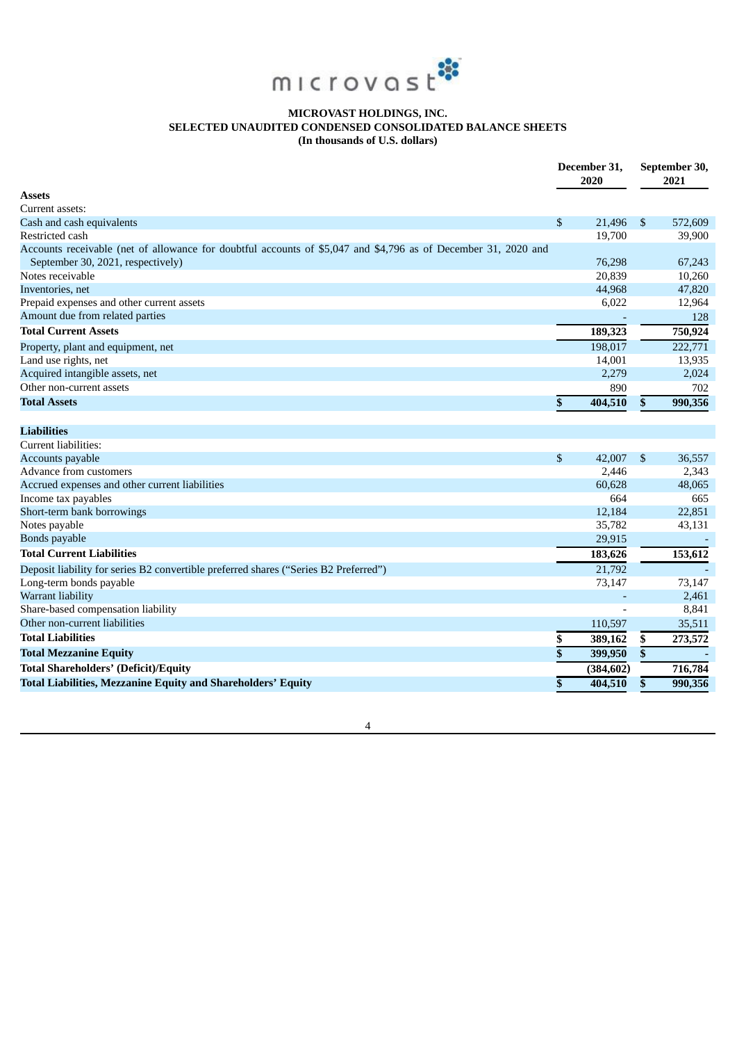microvast

**MICROVAST HOLDINGS, INC.**
**SELECTED UNAUDITED CONDENSED CONSOLIDATED BALANCE SHEETS**
**(In thousands of U.S. dollars)**

| | December 31, 2020 | September 30, 2021 |
|---|---|---|
| **Assets** | | |
| Current assets: | | |
| Cash and cash equivalents | $ 21,496 | $ 572,609 |
| Restricted cash | 19,700 | 39,900 |
| Accounts receivable (net of allowance for doubtful accounts of $5,047 and $4,796 as of December 31, 2020 and September 30, 2021, respectively) | 76,298 | 67,243 |
| Notes receivable | 20,839 | 10,260 |
| Inventories, net | 44,968 | 47,820 |
| Prepaid expenses and other current assets | 6,022 | 12,964 |
| Amount due from related parties | - | 128 |
| **Total Current Assets** | **189,323** | **750,924** |
| Property, plant and equipment, net | 198,017 | 222,771 |
| Land use rights, net | 14,001 | 13,935 |
| Acquired intangible assets, net | 2,279 | 2,024 |
| Other non-current assets | 890 | 702 |
| **Total Assets** | **$ 404,510** | **$ 990,356** |
| **Liabilities** | | |
| Current liabilities: | | |
| Accounts payable | $ 42,007 | $ 36,557 |
| Advance from customers | 2,446 | 2,343 |
| Accrued expenses and other current liabilities | 60,628 | 48,065 |
| Income tax payables | 664 | 665 |
| Short-term bank borrowings | 12,184 | 22,851 |
| Notes payable | 35,782 | 43,131 |
| Bonds payable | 29,915 | - |
| **Total Current Liabilities** | **183,626** | **153,612** |
| Deposit liability for series B2 convertible preferred shares ("Series B2 Preferred") | 21,792 | - |
| Long-term bonds payable | 73,147 | 73,147 |
| Warrant liability | - | 2,461 |
| Share-based compensation liability | - | 8,841 |
| Other non-current liabilities | 110,597 | 35,511 |
| **Total Liabilities** | **$ 389,162** | **$ 273,572** |
| **Total Mezzanine Equity** | **$ 399,950** | **$ -** |
| **Total Shareholders' (Deficit)/Equity** | **(384,602)** | **716,784** |
| **Total Liabilities, Mezzanine Equity and Shareholders' Equity** | **$ 404,510** | **$ 990,356** |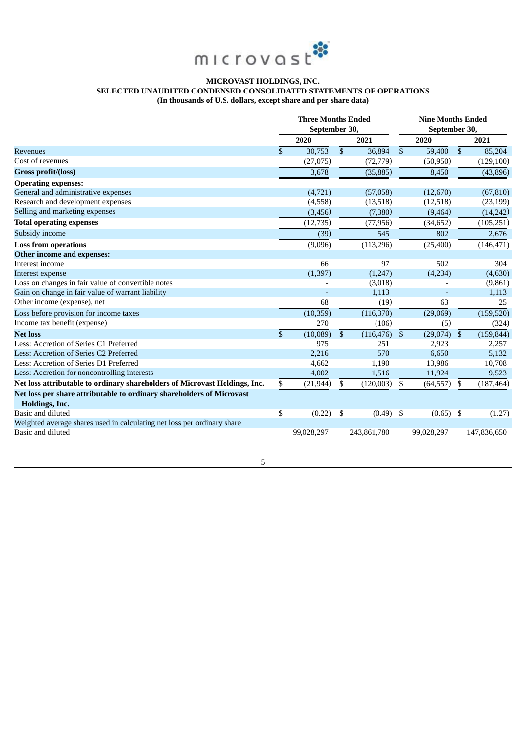**MICROVAST HOLDINGS, INC.**
**SELECTED UNAUDITED CONDENSED CONSOLIDATED STATEMENTS OF OPERATIONS**
**(In thousands of U.S. dollars, except share and per share data)**

| | Three Months Ended September 30, | | Nine Months Ended September 30, | |
|---|---|---|---|---|
| | **2020** | **2021** | **2020** | **2021** |
| Revenues | $ 30,753 | $ 36,894 | $ 59,400 | $ 85,204 |
| Cost of revenues | (27,075) | (72,779) | (50,950) | (129,100) |
| **Gross profit/(loss)** | 3,678 | (35,885) | 8,450 | (43,896) |
| **Operating expenses:** | | | | |
| General and administrative expenses | (4,721) | (57,058) | (12,670) | (67,810) |
| Research and development expenses | (4,558) | (13,518) | (12,518) | (23,199) |
| Selling and marketing expenses | (3,456) | (7,380) | (9,464) | (14,242) |
| **Total operating expenses** | (12,735) | (77,956) | (34,652) | (105,251) |
| Subsidy income | (39) | 545 | 802 | 2,676 |
| **Loss from operations** | (9,096) | (113,296) | (25,400) | (146,471) |
| **Other income and expenses:** | | | | |
| Interest income | 66 | 97 | 502 | 304 |
| Interest expense | (1,397) | (1,247) | (4,234) | (4,630) |
| Loss on changes in fair value of convertible notes | - | (3,018) | - | (9,861) |
| Gain on change in fair value of warrant liability | - | 1,113 | - | 1,113 |
| Other income (expense), net | 68 | (19) | 63 | 25 |
| Loss before provision for income taxes | (10,359) | (116,370) | (29,069) | (159,520) |
| Income tax benefit (expense) | 270 | (106) | (5) | (324) |
| **Net loss** | $ (10,089) | $ (116,476) | $ (29,074) | $ (159,844) |
| Less: Accretion of Series C1 Preferred | 975 | 251 | 2,923 | 2,257 |
| Less: Accretion of Series C2 Preferred | 2,216 | 570 | 6,650 | 5,132 |
| Less: Accretion of Series D1 Preferred | 4,662 | 1,190 | 13,986 | 10,708 |
| Less: Accretion for noncontrolling interests | 4,002 | 1,516 | 11,924 | 9,523 |
| **Net loss attributable to ordinary shareholders of Microvast Holdings, Inc.** | $ (21,944) | $ (120,003) | $ (64,557) | $ (187,464) |
| **Net loss per share attributable to ordinary shareholders of Microvast Holdings, Inc.** | | | | |
| Basic and diluted | $ (0.22) | $ (0.49) | $ (0.65) | $ (1.27) |
| Weighted average shares used in calculating net loss per ordinary share | | | | |
| Basic and diluted | 99,028,297 | 243,861,780 | 99,028,297 | 147,836,650 |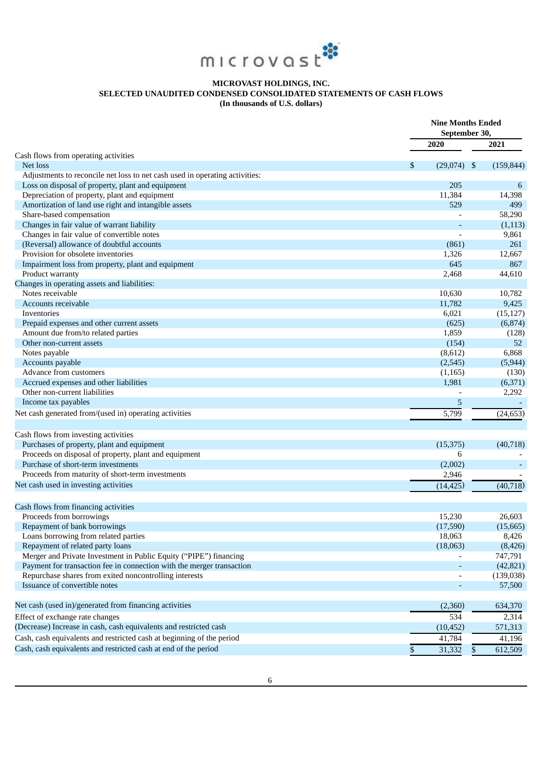microvast

**MICROVAST HOLDINGS, INC.**
**SELECTED UNAUDITED CONDENSED CONSOLIDATED STATEMENTS OF CASH FLOWS**
**(In thousands of U.S. dollars)**

| | Nine Months Ended September 30, | |
|---|---|---|
| | 2020 | 2021 |
| Cash flows from operating activities | | |
| Net loss | $ (29,074) | $ (159,844) |
| Adjustments to reconcile net loss to net cash used in operating activities: | | |
| Loss on disposal of property, plant and equipment | 205 | 6 |
| Depreciation of property, plant and equipment | 11,384 | 14,398 |
| Amortization of land use right and intangible assets | 529 | 499 |
| Share-based compensation | - | 58,290 |
| Changes in fair value of warrant liability | - | (1,113) |
| Changes in fair value of convertible notes | - | 9,861 |
| (Reversal) allowance of doubtful accounts | (861) | 261 |
| Provision for obsolete inventories | 1,326 | 12,667 |
| Impairment loss from property, plant and equipment | 645 | 867 |
| Product warranty | 2,468 | 44,610 |
| Changes in operating assets and liabilities: | | |
| Notes receivable | 10,630 | 10,782 |
| Accounts receivable | 11,782 | 9,425 |
| Inventories | 6,021 | (15,127) |
| Prepaid expenses and other current assets | (625) | (6,874) |
| Amount due from/to related parties | 1,859 | (128) |
| Other non-current assets | (154) | 52 |
| Notes payable | (8,612) | 6,868 |
| Accounts payable | (2,545) | (5,944) |
| Advance from customers | (1,165) | (130) |
| Accrued expenses and other liabilities | 1,981 | (6,371) |
| Other non-current liabilities | - | 2,292 |
| Income tax payables | 5 | - |
| Net cash generated from/(used in) operating activities | 5,799 | (24,653) |
| | | |
| Cash flows from investing activities | | |
| Purchases of property, plant and equipment | (15,375) | (40,718) |
| Proceeds on disposal of property, plant and equipment | 6 | - |
| Purchase of short-term investments | (2,002) | - |
| Proceeds from maturity of short-term investments | 2,946 | - |
| Net cash used in investing activities | (14,425) | (40,718) |
| | | |
| Cash flows from financing activities | | |
| Proceeds from borrowings | 15,230 | 26,603 |
| Repayment of bank borrowings | (17,590) | (15,665) |
| Loans borrowing from related parties | 18,063 | 8,426 |
| Repayment of related party loans | (18,063) | (8,426) |
| Merger and Private Investment in Public Equity ("PIPE") financing | - | 747,791 |
| Payment for transaction fee in connection with the merger transaction | - | (42,821) |
| Repurchase shares from exited noncontrolling interests | - | (139,038) |
| Issuance of convertible notes | - | 57,500 |
| | | |
| Net cash (used in)/generated from financing activities | (2,360) | 634,370 |
| Effect of exchange rate changes | 534 | 2,314 |
| (Decrease) Increase in cash, cash equivalents and restricted cash | (10,452) | 571,313 |
| Cash, cash equivalents and restricted cash at beginning of the period | 41,784 | 41,196 |
| Cash, cash equivalents and restricted cash at end of the period | $ 31,332 | $ 612,509 |